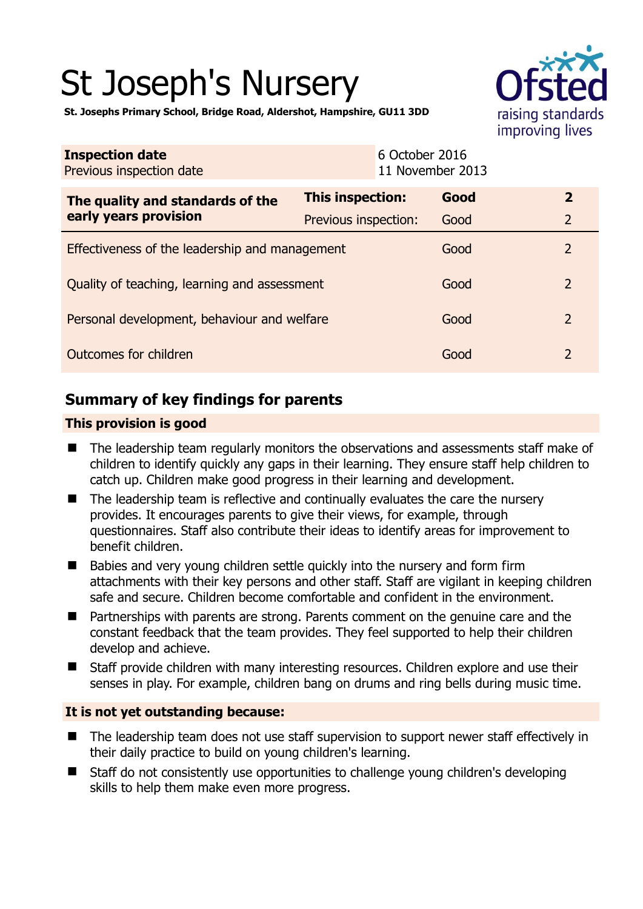# St Joseph's Nursery

**St. Josephs Primary School, Bridge Road, Aldershot, Hampshire, GU11 3DD**

| **Inspection date** | 6 October 2016 |
|---|---|
| Previous inspection date | 11 November 2013 |

| **The quality and standards of the early years provision** | **This inspection:** | **Good** | **2** |
|---|---|---|---|
| | Previous inspection: | Good | 2 |
| Effectiveness of the leadership and management | | Good | 2 |
| Quality of teaching, learning and assessment | | Good | 2 |
| Personal development, behaviour and welfare | | Good | 2 |
| Outcomes for children | | Good | 2 |

## Summary of key findings for parents

### This provision is good

- The leadership team regularly monitors the observations and assessments staff make of children to identify quickly any gaps in their learning. They ensure staff help children to catch up. Children make good progress in their learning and development.
- The leadership team is reflective and continually evaluates the care the nursery provides. It encourages parents to give their views, for example, through questionnaires. Staff also contribute their ideas to identify areas for improvement to benefit children.
- Babies and very young children settle quickly into the nursery and form firm attachments with their key persons and other staff. Staff are vigilant in keeping children safe and secure. Children become comfortable and confident in the environment.
- Partnerships with parents are strong. Parents comment on the genuine care and the constant feedback that the team provides. They feel supported to help their children develop and achieve.
- Staff provide children with many interesting resources. Children explore and use their senses in play. For example, children bang on drums and ring bells during music time.

### It is not yet outstanding because:

- The leadership team does not use staff supervision to support newer staff effectively in their daily practice to build on young children's learning.
- Staff do not consistently use opportunities to challenge young children's developing skills to help them make even more progress.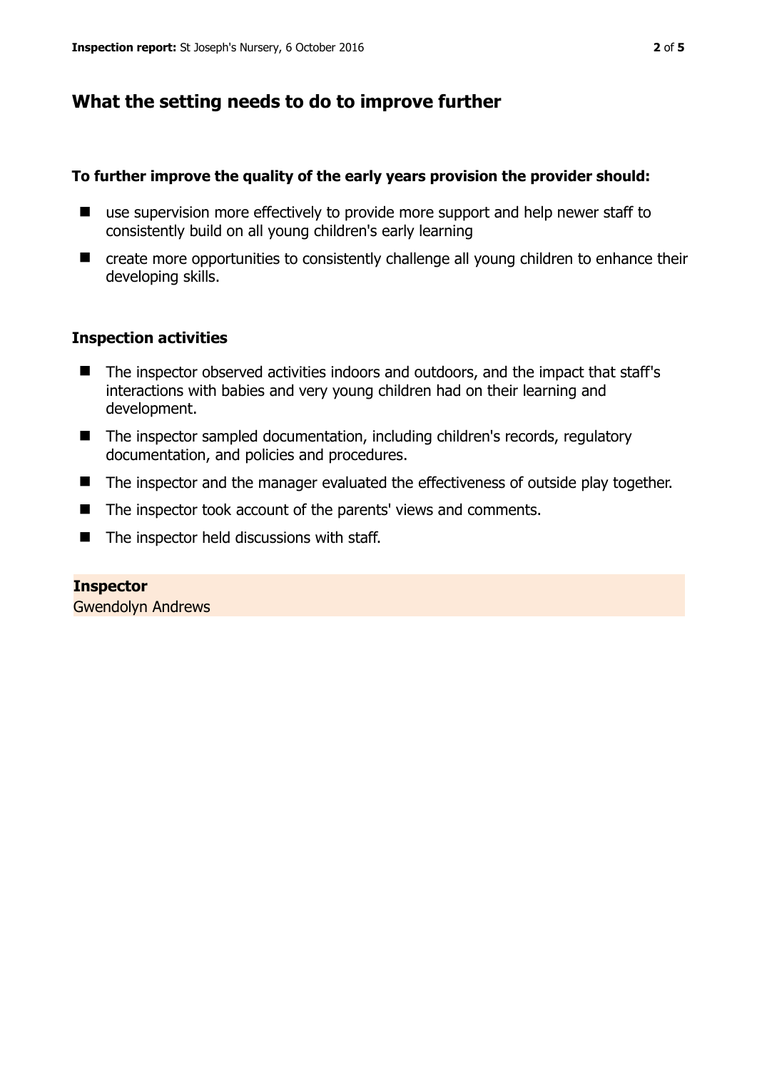## What the setting needs to do to improve further

**To further improve the quality of the early years provision the provider should:**

- use supervision more effectively to provide more support and help newer staff to consistently build on all young children's early learning
- create more opportunities to consistently challenge all young children to enhance their developing skills.

### Inspection activities

- The inspector observed activities indoors and outdoors, and the impact that staff's interactions with babies and very young children had on their learning and development.
- The inspector sampled documentation, including children's records, regulatory documentation, and policies and procedures.
- The inspector and the manager evaluated the effectiveness of outside play together.
- The inspector took account of the parents' views and comments.
- The inspector held discussions with staff.

**Inspector**
Gwendolyn Andrews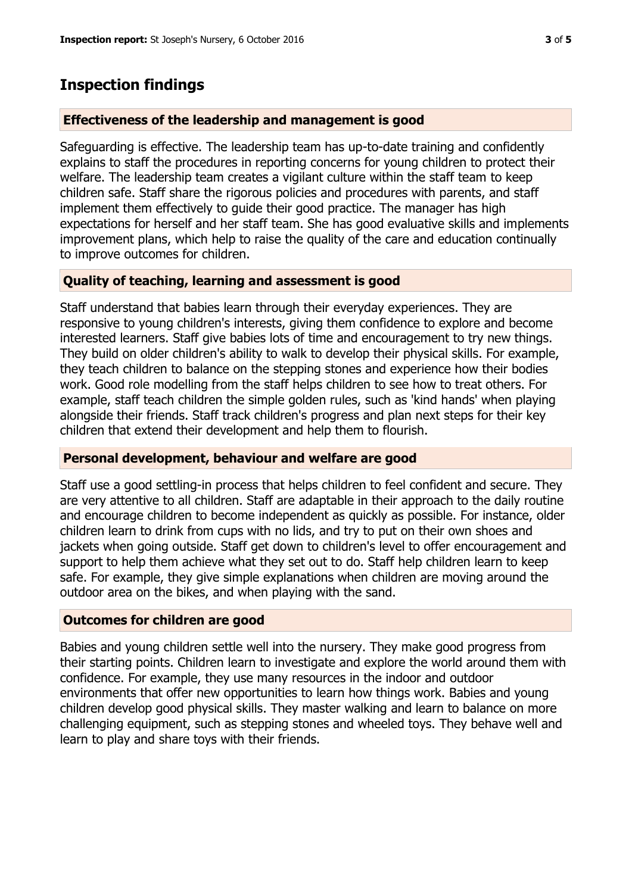## Inspection findings

### Effectiveness of the leadership and management is good

Safeguarding is effective. The leadership team has up-to-date training and confidently explains to staff the procedures in reporting concerns for young children to protect their welfare. The leadership team creates a vigilant culture within the staff team to keep children safe. Staff share the rigorous policies and procedures with parents, and staff implement them effectively to guide their good practice. The manager has high expectations for herself and her staff team. She has good evaluative skills and implements improvement plans, which help to raise the quality of the care and education continually to improve outcomes for children.

### Quality of teaching, learning and assessment is good

Staff understand that babies learn through their everyday experiences. They are responsive to young children's interests, giving them confidence to explore and become interested learners. Staff give babies lots of time and encouragement to try new things. They build on older children's ability to walk to develop their physical skills. For example, they teach children to balance on the stepping stones and experience how their bodies work. Good role modelling from the staff helps children to see how to treat others. For example, staff teach children the simple golden rules, such as 'kind hands' when playing alongside their friends. Staff track children's progress and plan next steps for their key children that extend their development and help them to flourish.

### Personal development, behaviour and welfare are good

Staff use a good settling-in process that helps children to feel confident and secure. They are very attentive to all children. Staff are adaptable in their approach to the daily routine and encourage children to become independent as quickly as possible. For instance, older children learn to drink from cups with no lids, and try to put on their own shoes and jackets when going outside. Staff get down to children's level to offer encouragement and support to help them achieve what they set out to do. Staff help children learn to keep safe. For example, they give simple explanations when children are moving around the outdoor area on the bikes, and when playing with the sand.

### Outcomes for children are good

Babies and young children settle well into the nursery. They make good progress from their starting points. Children learn to investigate and explore the world around them with confidence. For example, they use many resources in the indoor and outdoor environments that offer new opportunities to learn how things work. Babies and young children develop good physical skills. They master walking and learn to balance on more challenging equipment, such as stepping stones and wheeled toys. They behave well and learn to play and share toys with their friends.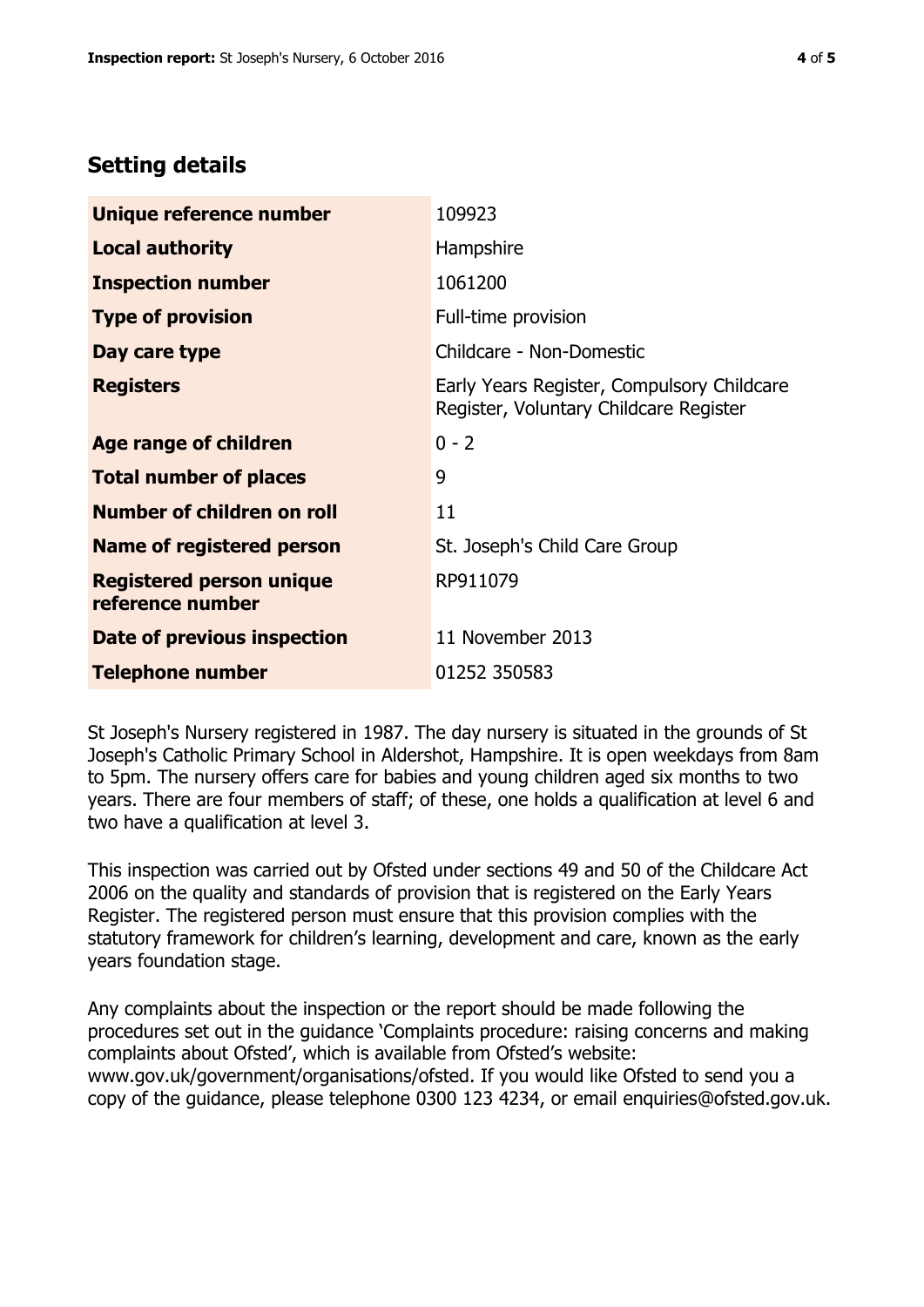## Setting details

| | |
|---|---|
| **Unique reference number** | 109923 |
| **Local authority** | Hampshire |
| **Inspection number** | 1061200 |
| **Type of provision** | Full-time provision |
| **Day care type** | Childcare - Non-Domestic |
| **Registers** | Early Years Register, Compulsory Childcare Register, Voluntary Childcare Register |
| **Age range of children** | 0 - 2 |
| **Total number of places** | 9 |
| **Number of children on roll** | 11 |
| **Name of registered person** | St. Joseph's Child Care Group |
| **Registered person unique reference number** | RP911079 |
| **Date of previous inspection** | 11 November 2013 |
| **Telephone number** | 01252 350583 |

St Joseph's Nursery registered in 1987. The day nursery is situated in the grounds of St Joseph's Catholic Primary School in Aldershot, Hampshire. It is open weekdays from 8am to 5pm. The nursery offers care for babies and young children aged six months to two years. There are four members of staff; of these, one holds a qualification at level 6 and two have a qualification at level 3.

This inspection was carried out by Ofsted under sections 49 and 50 of the Childcare Act 2006 on the quality and standards of provision that is registered on the Early Years Register. The registered person must ensure that this provision complies with the statutory framework for children's learning, development and care, known as the early years foundation stage.

Any complaints about the inspection or the report should be made following the procedures set out in the guidance 'Complaints procedure: raising concerns and making complaints about Ofsted', which is available from Ofsted's website: www.gov.uk/government/organisations/ofsted. If you would like Ofsted to send you a copy of the guidance, please telephone 0300 123 4234, or email enquiries@ofsted.gov.uk.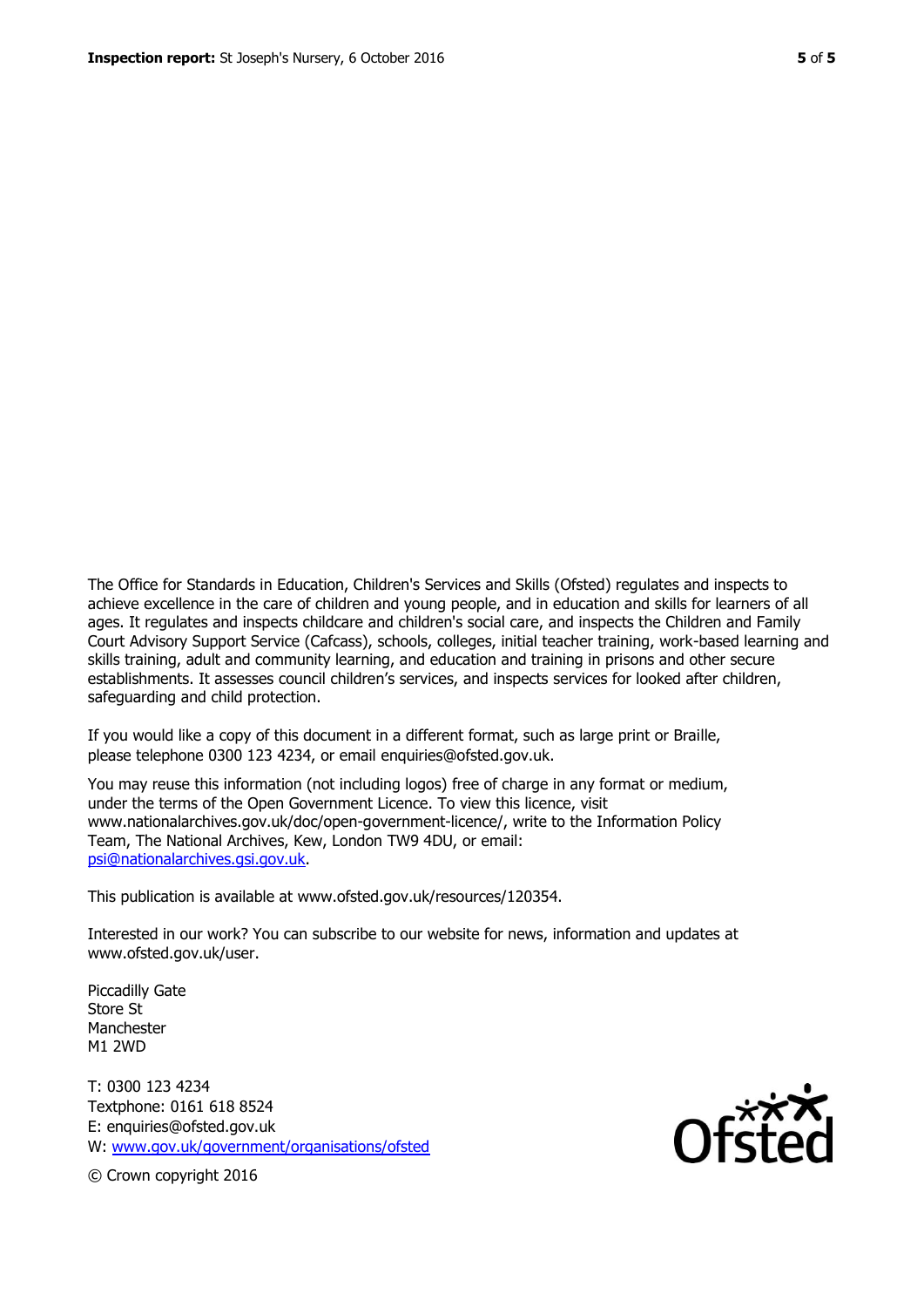The Office for Standards in Education, Children's Services and Skills (Ofsted) regulates and inspects to achieve excellence in the care of children and young people, and in education and skills for learners of all ages. It regulates and inspects childcare and children's social care, and inspects the Children and Family Court Advisory Support Service (Cafcass), schools, colleges, initial teacher training, work-based learning and skills training, adult and community learning, and education and training in prisons and other secure establishments. It assesses council children's services, and inspects services for looked after children, safeguarding and child protection.

If you would like a copy of this document in a different format, such as large print or Braille, please telephone 0300 123 4234, or email enquiries@ofsted.gov.uk.

You may reuse this information (not including logos) free of charge in any format or medium, under the terms of the Open Government Licence. To view this licence, visit www.nationalarchives.gov.uk/doc/open-government-licence/, write to the Information Policy Team, The National Archives, Kew, London TW9 4DU, or email: psi@nationalarchives.gsi.gov.uk.

This publication is available at www.ofsted.gov.uk/resources/120354.

Interested in our work? You can subscribe to our website for news, information and updates at www.ofsted.gov.uk/user.

Piccadilly Gate  
Store St  
Manchester  
M1 2WD

T: 0300 123 4234  
Textphone: 0161 618 8524  
E: enquiries@ofsted.gov.uk  
W: www.gov.uk/government/organisations/ofsted

© Crown copyright 2016